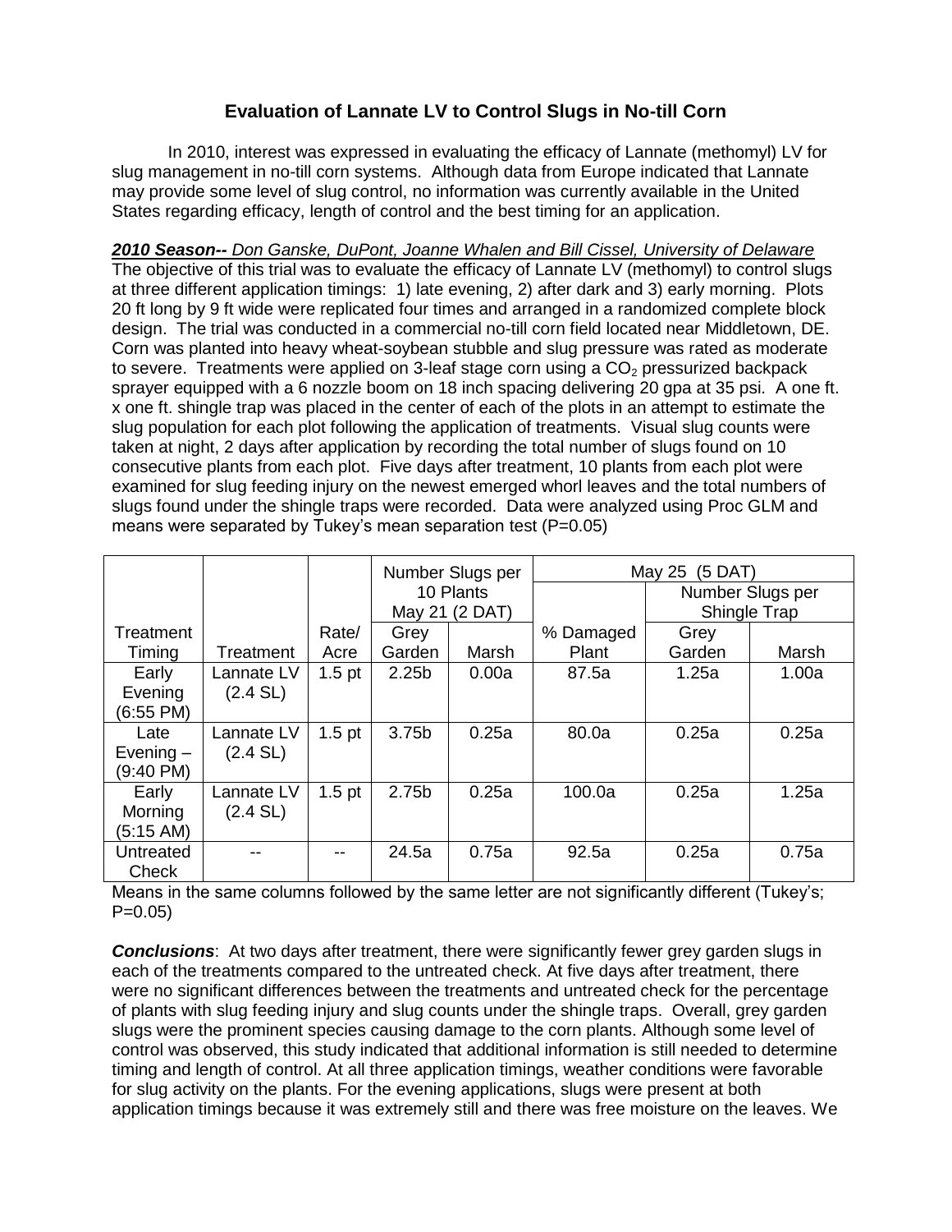# Evaluation of Lannate LV to Control Slugs in No-till Corn

In 2010, interest was expressed in evaluating the efficacy of Lannate (methomyl) LV for slug management in no-till corn systems. Although data from Europe indicated that Lannate may provide some level of slug control, no information was currently available in the United States regarding efficacy, length of control and the best timing for an application.

***2010 Season--*** *Don Ganske, DuPont, Joanne Whalen and Bill Cissel, University of Delaware*

The objective of this trial was to evaluate the efficacy of Lannate LV (methomyl) to control slugs at three different application timings: 1) late evening, 2) after dark and 3) early morning. Plots 20 ft long by 9 ft wide were replicated four times and arranged in a randomized complete block design. The trial was conducted in a commercial no-till corn field located near Middletown, DE. Corn was planted into heavy wheat-soybean stubble and slug pressure was rated as moderate to severe. Treatments were applied on 3-leaf stage corn using a $CO_2$ pressurized backpack sprayer equipped with a 6 nozzle boom on 18 inch spacing delivering 20 gpa at 35 psi. A one ft. x one ft. shingle trap was placed in the center of each of the plots in an attempt to estimate the slug population for each plot following the application of treatments. Visual slug counts were taken at night, 2 days after application by recording the total number of slugs found on 10 consecutive plants from each plot. Five days after treatment, 10 plants from each plot were examined for slug feeding injury on the newest emerged whorl leaves and the total numbers of slugs found under the shingle traps were recorded. Data were analyzed using Proc GLM and means were separated by Tukey's mean separation test (P=0.05)

| | | | Number Slugs per 10 Plants May 21 (2 DAT) | | May 25 (5 DAT) | | |
|---|---|---|---|---|---|---|---|
| | | | | | | Number Slugs per Shingle Trap | |
| Treatment Timing | Treatment | Rate/ Acre | Grey Garden | Marsh | % Damaged Plant | Grey Garden | Marsh |
| Early Evening (6:55 PM) | Lannate LV (2.4 SL) | 1.5 pt | 2.25b | 0.00a | 87.5a | 1.25a | 1.00a |
| Late Evening – (9:40 PM) | Lannate LV (2.4 SL) | 1.5 pt | 3.75b | 0.25a | 80.0a | 0.25a | 0.25a |
| Early Morning (5:15 AM) | Lannate LV (2.4 SL) | 1.5 pt | 2.75b | 0.25a | 100.0a | 0.25a | 1.25a |
| Untreated Check | -- | -- | 24.5a | 0.75a | 92.5a | 0.25a | 0.75a |

Means in the same columns followed by the same letter are not significantly different (Tukey's; P=0.05)

***Conclusions***: At two days after treatment, there were significantly fewer grey garden slugs in each of the treatments compared to the untreated check. At five days after treatment, there were no significant differences between the treatments and untreated check for the percentage of plants with slug feeding injury and slug counts under the shingle traps. Overall, grey garden slugs were the prominent species causing damage to the corn plants. Although some level of control was observed, this study indicated that additional information is still needed to determine timing and length of control. At all three application timings, weather conditions were favorable for slug activity on the plants. For the evening applications, slugs were present at both application timings because it was extremely still and there was free moisture on the leaves. We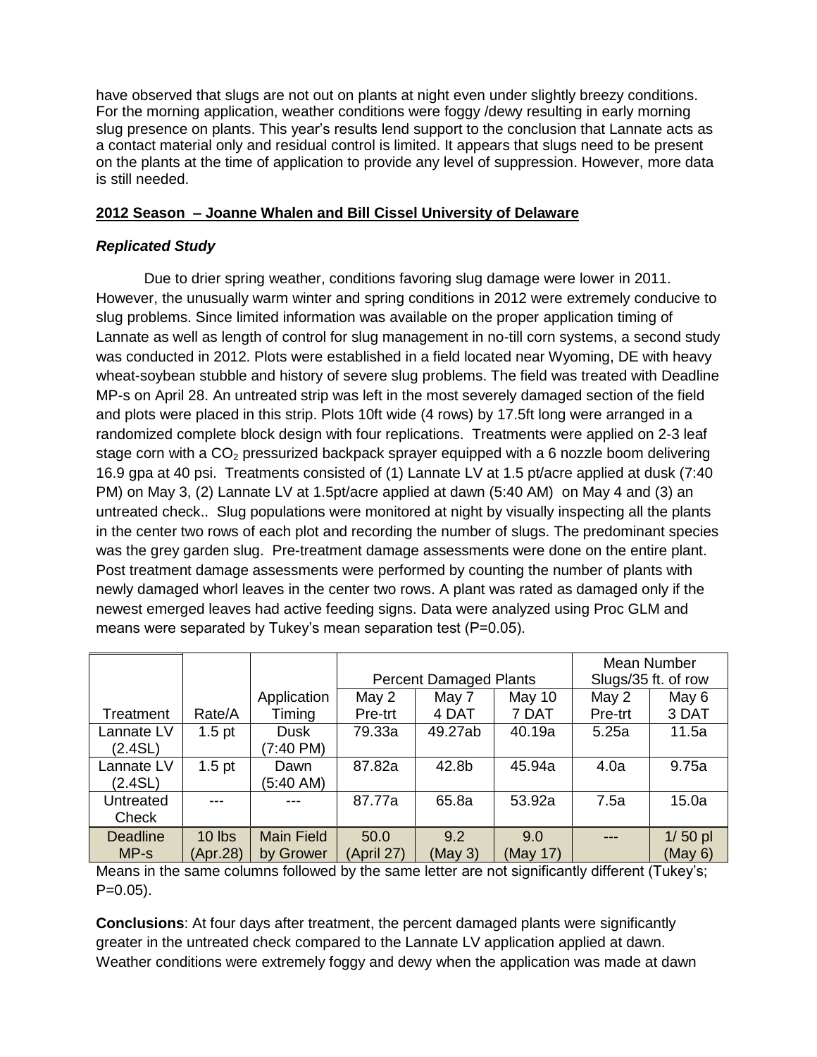have observed that slugs are not out on plants at night even under slightly breezy conditions. For the morning application, weather conditions were foggy /dewy resulting in early morning slug presence on plants. This year's results lend support to the conclusion that Lannate acts as a contact material only and residual control is limited. It appears that slugs need to be present on the plants at the time of application to provide any level of suppression. However, more data is still needed.

## 2012 Season – Joanne Whalen and Bill Cissel University of Delaware

### *Replicated Study*

Due to drier spring weather, conditions favoring slug damage were lower in 2011. However, the unusually warm winter and spring conditions in 2012 were extremely conducive to slug problems. Since limited information was available on the proper application timing of Lannate as well as length of control for slug management in no-till corn systems, a second study was conducted in 2012. Plots were established in a field located near Wyoming, DE with heavy wheat-soybean stubble and history of severe slug problems. The field was treated with Deadline MP-s on April 28. An untreated strip was left in the most severely damaged section of the field and plots were placed in this strip. Plots 10ft wide (4 rows) by 17.5ft long were arranged in a randomized complete block design with four replications. Treatments were applied on 2-3 leaf stage corn with a $CO_2$ pressurized backpack sprayer equipped with a 6 nozzle boom delivering 16.9 gpa at 40 psi. Treatments consisted of (1) Lannate LV at 1.5 pt/acre applied at dusk (7:40 PM) on May 3, (2) Lannate LV at 1.5pt/acre applied at dawn (5:40 AM) on May 4 and (3) an untreated check.. Slug populations were monitored at night by visually inspecting all the plants in the center two rows of each plot and recording the number of slugs. The predominant species was the grey garden slug. Pre-treatment damage assessments were done on the entire plant. Post treatment damage assessments were performed by counting the number of plants with newly damaged whorl leaves in the center two rows. A plant was rated as damaged only if the newest emerged leaves had active feeding signs. Data were analyzed using Proc GLM and means were separated by Tukey's mean separation test (P=0.05).

| | | | Percent Damaged Plants | | | Mean Number Slugs/35 ft. of row | |
|---|---|---|---|---|---|---|---|
| Treatment | Rate/A | Application Timing | May 2 Pre-trt | May 7 4 DAT | May 10 7 DAT | May 2 Pre-trt | May 6 3 DAT |
| Lannate LV (2.4SL) | 1.5 pt | Dusk (7:40 PM) | 79.33a | 49.27ab | 40.19a | 5.25a | 11.5a |
| Lannate LV (2.4SL) | 1.5 pt | Dawn (5:40 AM) | 87.82a | 42.8b | 45.94a | 4.0a | 9.75a |
| Untreated Check | --- | --- | 87.77a | 65.8a | 53.92a | 7.5a | 15.0a |
| Deadline MP-s | 10 lbs (Apr.28) | Main Field by Grower | 50.0 (April 27) | 9.2 (May 3) | 9.0 (May 17) | --- | 1/ 50 pl (May 6) |

Means in the same columns followed by the same letter are not significantly different (Tukey's; P=0.05).

**Conclusions**: At four days after treatment, the percent damaged plants were significantly greater in the untreated check compared to the Lannate LV application applied at dawn. Weather conditions were extremely foggy and dewy when the application was made at dawn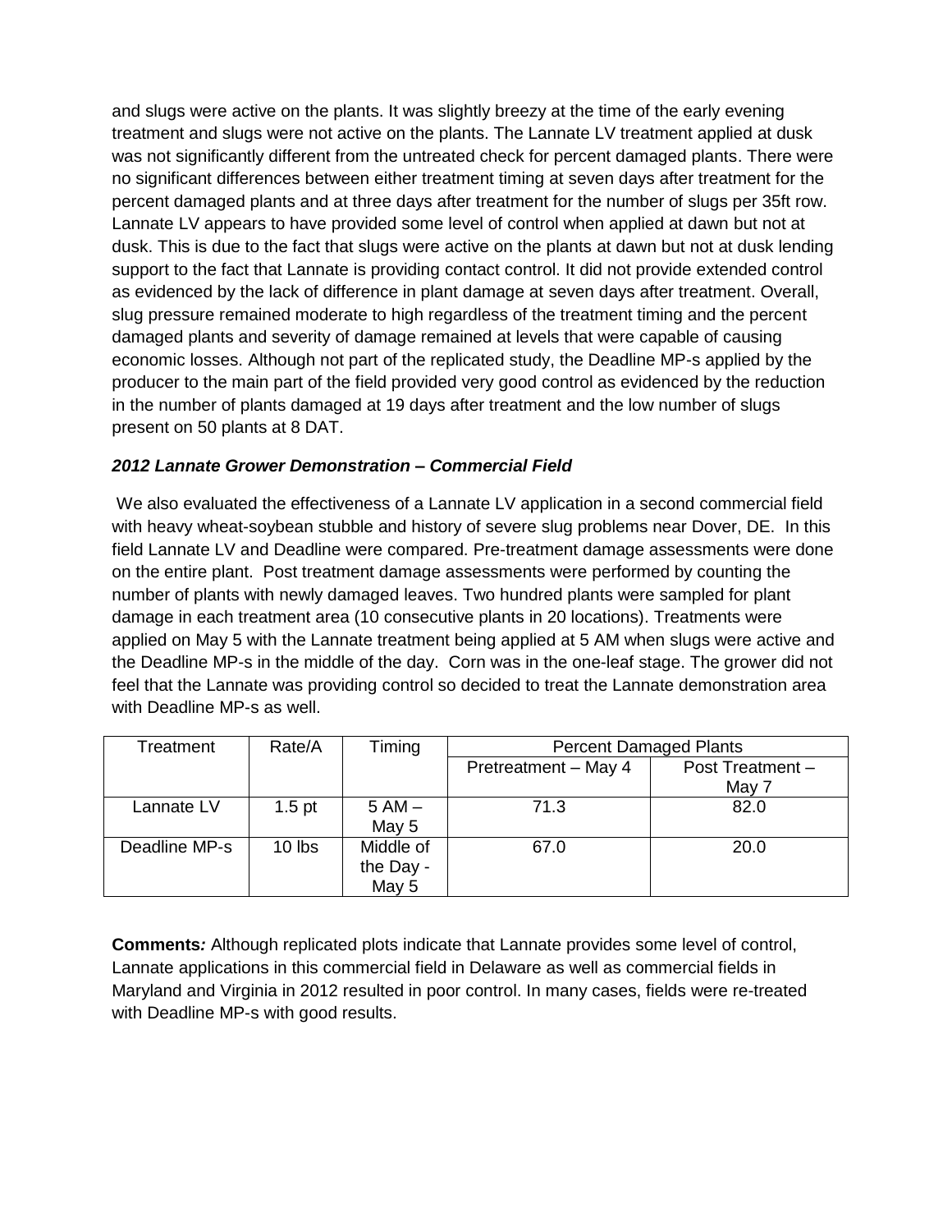and slugs were active on the plants. It was slightly breezy at the time of the early evening treatment and slugs were not active on the plants. The Lannate LV treatment applied at dusk was not significantly different from the untreated check for percent damaged plants. There were no significant differences between either treatment timing at seven days after treatment for the percent damaged plants and at three days after treatment for the number of slugs per 35ft row. Lannate LV appears to have provided some level of control when applied at dawn but not at dusk. This is due to the fact that slugs were active on the plants at dawn but not at dusk lending support to the fact that Lannate is providing contact control. It did not provide extended control as evidenced by the lack of difference in plant damage at seven days after treatment. Overall, slug pressure remained moderate to high regardless of the treatment timing and the percent damaged plants and severity of damage remained at levels that were capable of causing economic losses. Although not part of the replicated study, the Deadline MP-s applied by the producer to the main part of the field provided very good control as evidenced by the reduction in the number of plants damaged at 19 days after treatment and the low number of slugs present on 50 plants at 8 DAT.

***2012 Lannate Grower Demonstration – Commercial Field***

We also evaluated the effectiveness of a Lannate LV application in a second commercial field with heavy wheat-soybean stubble and history of severe slug problems near Dover, DE. In this field Lannate LV and Deadline were compared. Pre-treatment damage assessments were done on the entire plant. Post treatment damage assessments were performed by counting the number of plants with newly damaged leaves. Two hundred plants were sampled for plant damage in each treatment area (10 consecutive plants in 20 locations). Treatments were applied on May 5 with the Lannate treatment being applied at 5 AM when slugs were active and the Deadline MP-s in the middle of the day. Corn was in the one-leaf stage. The grower did not feel that the Lannate was providing control so decided to treat the Lannate demonstration area with Deadline MP-s as well.

| Treatment | Rate/A | Timing | Percent Damaged Plants | |
|---|---|---|---|---|
| | | | Pretreatment – May 4 | Post Treatment – May 7 |
| Lannate LV | 1.5 pt | 5 AM – May 5 | 71.3 | 82.0 |
| Deadline MP-s | 10 lbs | Middle of the Day - May 5 | 67.0 | 20.0 |

**Comments***:* Although replicated plots indicate that Lannate provides some level of control, Lannate applications in this commercial field in Delaware as well as commercial fields in Maryland and Virginia in 2012 resulted in poor control. In many cases, fields were re-treated with Deadline MP-s with good results.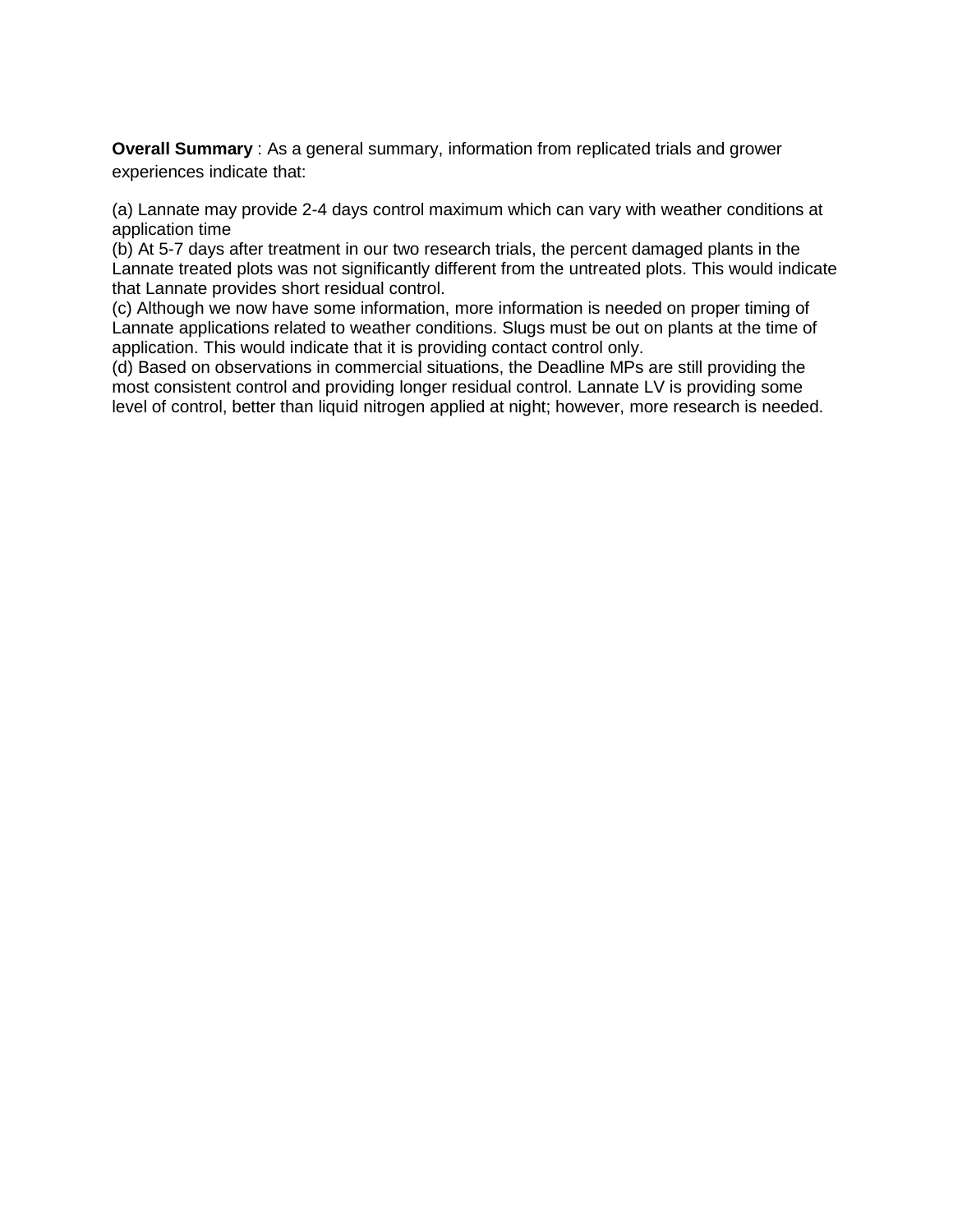**Overall Summary** : As a general summary, information from replicated trials and grower experiences indicate that:

(a) Lannate may provide 2-4 days control maximum which can vary with weather conditions at application time
(b) At 5-7 days after treatment in our two research trials, the percent damaged plants in the Lannate treated plots was not significantly different from the untreated plots. This would indicate that Lannate provides short residual control.
(c) Although we now have some information, more information is needed on proper timing of Lannate applications related to weather conditions. Slugs must be out on plants at the time of application. This would indicate that it is providing contact control only.
(d) Based on observations in commercial situations, the Deadline MPs are still providing the most consistent control and providing longer residual control. Lannate LV is providing some level of control, better than liquid nitrogen applied at night; however, more research is needed.